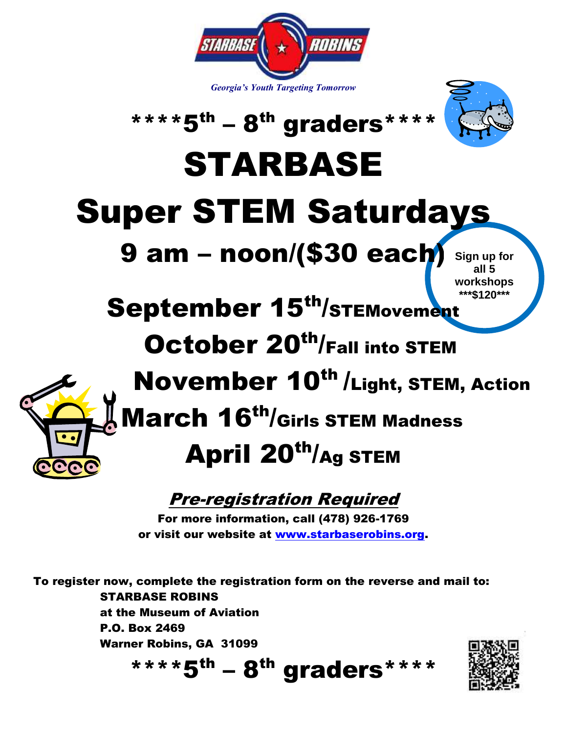STARBASE ROBINS

*Georgia's Youth Targeting Tomorrow*

# ****5th – 8th graders****

# STARBASE

# Super STEM Saturdays

## 9 am – noon/($30 each)

**Sign up for all 5 workshops ***$120*****

## September 15th/STEMovement

## October 20th/Fall into STEM

## November 10th /Light, STEM, Action

## March 16th/Girls STEM Madness

## April 20th/Ag STEM

***Pre-registration Required***

**For more information, call (478) 926-1769**
**or visit our website at [www.starbaserobins.org](http://www.starbaserobins.org).**

**To register now, complete the registration form on the reverse and mail to:**

**STARBASE ROBINS**
**at the Museum of Aviation**
**P.O. Box 2469**
**Warner Robins, GA 31099**

## ****5th – 8th graders****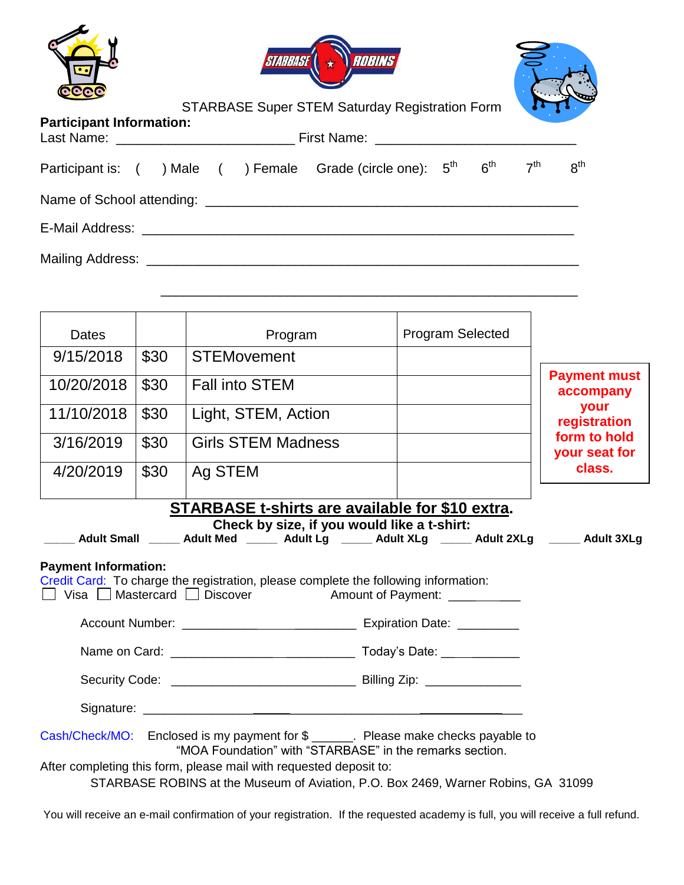STARBASE Super STEM Saturday Registration Form

**Participant Information:**

Last Name: _______________________ First Name: __________________________

Participant is: (   ) Male   (   ) Female   Grade (circle one): 5th   6th   7th   8th

Name of School attending: ________________________________________________

E-Mail Address: ________________________________________________________

Mailing Address: _______________________________________________________

_____________________________________________________

| Dates | | Program | Program Selected |
|---|---|---|---|
| 9/15/2018 | $30 | STEMovement | |
| 10/20/2018 | $30 | Fall into STEM | |
| 11/10/2018 | $30 | Light, STEM, Action | |
| 3/16/2019 | $30 | Girls STEM Madness | |
| 4/20/2019 | $30 | Ag STEM | |

**Payment must accompany your registration form to hold your seat for class.**

**STARBASE t-shirts are available for $10 extra.**

**Check by size, if you would like a t-shirt:**

**_____ Adult Small  _____ Adult Med  _____ Adult Lg  _____ Adult XLg  _____ Adult 2XLg  _____ Adult 3XLg**

**Payment Information:**

Credit Card: To charge the registration, please complete the following information:

☐ Visa ☐ Mastercard ☐ Discover   Amount of Payment: __________

Account Number: __________________________ Expiration Date: _________

Name on Card: ___________________________ Today's Date: ___________

Security Code: ___________________________ Billing Zip: _____________

Signature: _________________________________________________________

Cash/Check/MO: Enclosed is my payment for $ ______. Please make checks payable to "MOA Foundation" with "STARBASE" in the remarks section.

After completing this form, please mail with requested deposit to:

STARBASE ROBINS at the Museum of Aviation, P.O. Box 2469, Warner Robins, GA 31099

You will receive an e-mail confirmation of your registration. If the requested academy is full, you will receive a full refund.